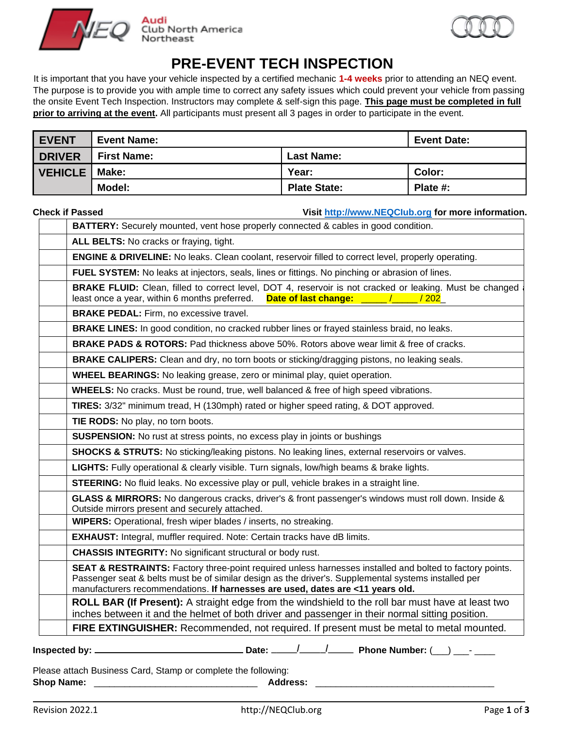Audi Club North America Northeast

# PRE-EVENT TECH INSPECTION

It is important that you have your vehicle inspected by a certified mechanic **1-4 weeks** prior to attending an NEQ event. The purpose is to provide you with ample time to correct any safety issues which could prevent your vehicle from passing the onsite Event Tech Inspection. Instructors may complete & self-sign this page. **This page must be completed in full prior to arriving at the event.** All participants must present all 3 pages in order to participate in the event.

| | | | |
|---|---|---|---|
| **EVENT** | **Event Name:** | | **Event Date:** |
| **DRIVER** | **First Name:** | **Last Name:** | |
| **VEHICLE** | **Make:** | **Year:** | **Color:** |
| | **Model:** | **Plate State:** | **Plate #:** |

**Check if Passed** **Visit http://www.NEQClub.org for more information.**

| Check if Passed | Item |
|---|---|
| | **BATTERY:** Securely mounted, vent hose properly connected & cables in good condition. |
| | **ALL BELTS:** No cracks or fraying, tight. |
| | **ENGINE & DRIVELINE:** No leaks. Clean coolant, reservoir filled to correct level, properly operating. |
| | **FUEL SYSTEM:** No leaks at injectors, seals, lines or fittings. No pinching or abrasion of lines. |
| | **BRAKE FLUID:** Clean, filled to correct level, DOT 4, reservoir is not cracked or leaking. Must be changed at least once a year, within 6 months preferred. **Date of last change:** _____ /_____ / 202_ |
| | **BRAKE PEDAL:** Firm, no excessive travel. |
| | **BRAKE LINES:** In good condition, no cracked rubber lines or frayed stainless braid, no leaks. |
| | **BRAKE PADS & ROTORS:** Pad thickness above 50%. Rotors above wear limit & free of cracks. |
| | **BRAKE CALIPERS:** Clean and dry, no torn boots or sticking/dragging pistons, no leaking seals. |
| | **WHEEL BEARINGS:** No leaking grease, zero or minimal play, quiet operation. |
| | **WHEELS:** No cracks. Must be round, true, well balanced & free of high speed vibrations. |
| | **TIRES:** 3/32" minimum tread, H (130mph) rated or higher speed rating, & DOT approved. |
| | **TIE RODS:** No play, no torn boots. |
| | **SUSPENSION:** No rust at stress points, no excess play in joints or bushings |
| | **SHOCKS & STRUTS:** No sticking/leaking pistons. No leaking lines, external reservoirs or valves. |
| | **LIGHTS:** Fully operational & clearly visible. Turn signals, low/high beams & brake lights. |
| | **STEERING:** No fluid leaks. No excessive play or pull, vehicle brakes in a straight line. |
| | **GLASS & MIRRORS:** No dangerous cracks, driver's & front passenger's windows must roll down. Inside & Outside mirrors present and securely attached. |
| | **WIPERS:** Operational, fresh wiper blades / inserts, no streaking. |
| | **EXHAUST:** Integral, muffler required. Note: Certain tracks have dB limits. |
| | **CHASSIS INTEGRITY:** No significant structural or body rust. |
| | **SEAT & RESTRAINTS:** Factory three-point required unless harnesses installed and bolted to factory points. Passenger seat & belts must be of similar design as the driver's. Supplemental systems installed per manufacturers recommendations. **If harnesses are used, dates are <11 years old.** |
| | **ROLL BAR (If Present):** A straight edge from the windshield to the roll bar must have at least two inches between it and the helmet of both driver and passenger in their normal sitting position. |
| | **FIRE EXTINGUISHER:** Recommended, not required. If present must be metal to metal mounted. |

**Inspected by:** ______________________________ **Date:** _____/_____/_____ **Phone Number:** (___) ___- ____

Please attach Business Card, Stamp or complete the following:

**Shop Name:** ________________________________ **Address:** ___________________________________

Revision 2022.1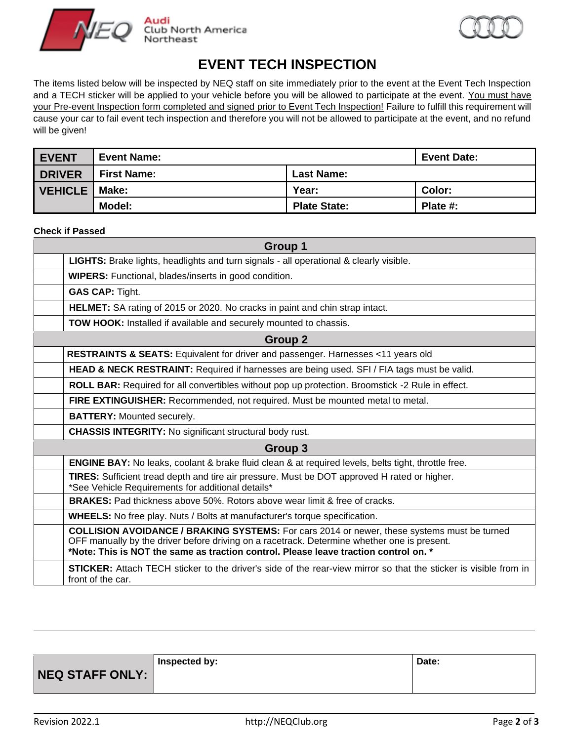Audi Club North America Northeast

# EVENT TECH INSPECTION

The items listed below will be inspected by NEQ staff on site immediately prior to the event at the Event Tech Inspection and a TECH sticker will be applied to your vehicle before you will be allowed to participate at the event. You must have your Pre-event Inspection form completed and signed prior to Event Tech Inspection! Failure to fulfill this requirement will cause your car to fail event tech inspection and therefore you will not be allowed to participate at the event, and no refund will be given!

| | | | |
|---|---|---|---|
| **EVENT** | **Event Name:** | | **Event Date:** |
| **DRIVER** | **First Name:** | **Last Name:** | |
| **VEHICLE** | **Make:** | **Year:** | **Color:** |
| | **Model:** | **Plate State:** | **Plate #:** |

**Check if Passed**

| | |
|---|---|
| | **Group 1** |
| | **LIGHTS:** Brake lights, headlights and turn signals - all operational & clearly visible. |
| | **WIPERS:** Functional, blades/inserts in good condition. |
| | **GAS CAP:** Tight. |
| | **HELMET:** SA rating of 2015 or 2020. No cracks in paint and chin strap intact. |
| | **TOW HOOK:** Installed if available and securely mounted to chassis. |
| | **Group 2** |
| | **RESTRAINTS & SEATS:** Equivalent for driver and passenger. Harnesses <11 years old |
| | **HEAD & NECK RESTRAINT:** Required if harnesses are being used. SFI / FIA tags must be valid. |
| | **ROLL BAR:** Required for all convertibles without pop up protection. Broomstick -2 Rule in effect. |
| | **FIRE EXTINGUISHER:** Recommended, not required. Must be mounted metal to metal. |
| | **BATTERY:** Mounted securely. |
| | **CHASSIS INTEGRITY:** No significant structural body rust. |
| | **Group 3** |
| | **ENGINE BAY:** No leaks, coolant & brake fluid clean & at required levels, belts tight, throttle free. |
| | **TIRES:** Sufficient tread depth and tire air pressure. Must be DOT approved H rated or higher. *See Vehicle Requirements for additional details* |
| | **BRAKES:** Pad thickness above 50%. Rotors above wear limit & free of cracks. |
| | **WHEELS:** No free play. Nuts / Bolts at manufacturer's torque specification. |
| | **COLLISION AVOIDANCE / BRAKING SYSTEMS:** For cars 2014 or newer, these systems must be turned OFF manually by the driver before driving on a racetrack. Determine whether one is present. **\*Note: This is NOT the same as traction control. Please leave traction control on. \*** |
| | **STICKER:** Attach TECH sticker to the driver's side of the rear-view mirror so that the sticker is visible from in front of the car. |

| | | |
|---|---|---|
| **NEQ STAFF ONLY:** | **Inspected by:** | **Date:** |

Revision 2022.1 http://NEQClub.org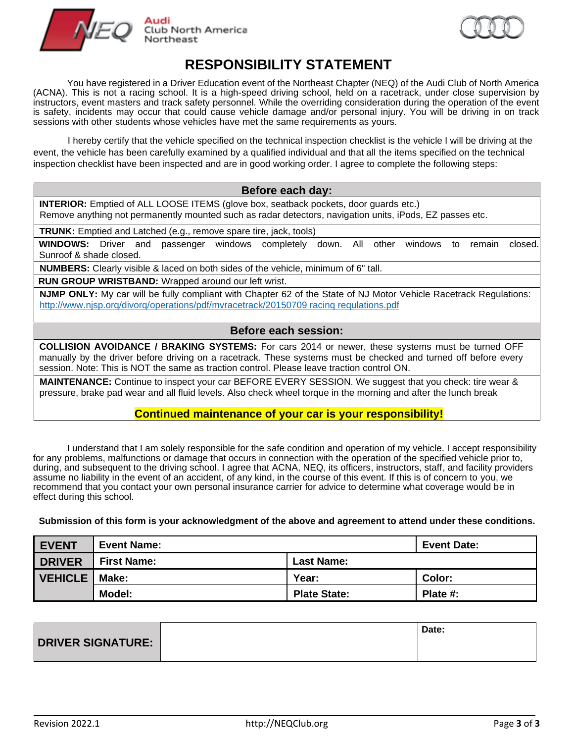Audi Club North America Northeast

# RESPONSIBILITY STATEMENT

You have registered in a Driver Education event of the Northeast Chapter (NEQ) of the Audi Club of North America (ACNA). This is not a racing school. It is a high-speed driving school, held on a racetrack, under close supervision by instructors, event masters and track safety personnel. While the overriding consideration during the operation of the event is safety, incidents may occur that could cause vehicle damage and/or personal injury. You will be driving in on track sessions with other students whose vehicles have met the same requirements as yours.

I hereby certify that the vehicle specified on the technical inspection checklist is the vehicle I will be driving at the event, the vehicle has been carefully examined by a qualified individual and that all the items specified on the technical inspection checklist have been inspected and are in good working order. I agree to complete the following steps:

## Before each day:

**INTERIOR:** Emptied of ALL LOOSE ITEMS (glove box, seatback pockets, door guards etc.)
Remove anything not permanently mounted such as radar detectors, navigation units, iPods, EZ passes etc.

**TRUNK:** Emptied and Latched (e.g., remove spare tire, jack, tools)

**WINDOWS:** Driver and passenger windows completely down. All other windows to remain closed. Sunroof & shade closed.

**NUMBERS:** Clearly visible & laced on both sides of the vehicle, minimum of 6" tall.

**RUN GROUP WRISTBAND:** Wrapped around our left wrist.

**NJMP ONLY:** My car will be fully compliant with Chapter 62 of the State of NJ Motor Vehicle Racetrack Regulations: http://www.njsp.org/divorg/operations/pdf/mvracetrack/20150709 racing regulations.pdf

## Before each session:

**COLLISION AVOIDANCE / BRAKING SYSTEMS:** For cars 2014 or newer, these systems must be turned OFF manually by the driver before driving on a racetrack. These systems must be checked and turned off before every session. Note: This is NOT the same as traction control. Please leave traction control ON.

**MAINTENANCE:** Continue to inspect your car BEFORE EVERY SESSION. We suggest that you check: tire wear & pressure, brake pad wear and all fluid levels. Also check wheel torque in the morning and after the lunch break

**Continued maintenance of your car is your responsibility!**

I understand that I am solely responsible for the safe condition and operation of my vehicle. I accept responsibility for any problems, malfunctions or damage that occurs in connection with the operation of the specified vehicle prior to, during, and subsequent to the driving school. I agree that ACNA, NEQ, its officers, instructors, staff, and facility providers assume no liability in the event of an accident, of any kind, in the course of this event. If this is of concern to you, we recommend that you contact your own personal insurance carrier for advice to determine what coverage would be in effect during this school.

**Submission of this form is your acknowledgment of the above and agreement to attend under these conditions.**

| | | | |
|---|---|---|---|
| **EVENT** | **Event Name:** | | **Event Date:** |
| **DRIVER** | **First Name:** | **Last Name:** | |
| **VEHICLE** | **Make:** | **Year:** | **Color:** |
| | **Model:** | **Plate State:** | **Plate #:** |

| | | |
|---|---|---|
| **DRIVER SIGNATURE:** | | **Date:** |

Revision 2022.1 http://NEQClub.org